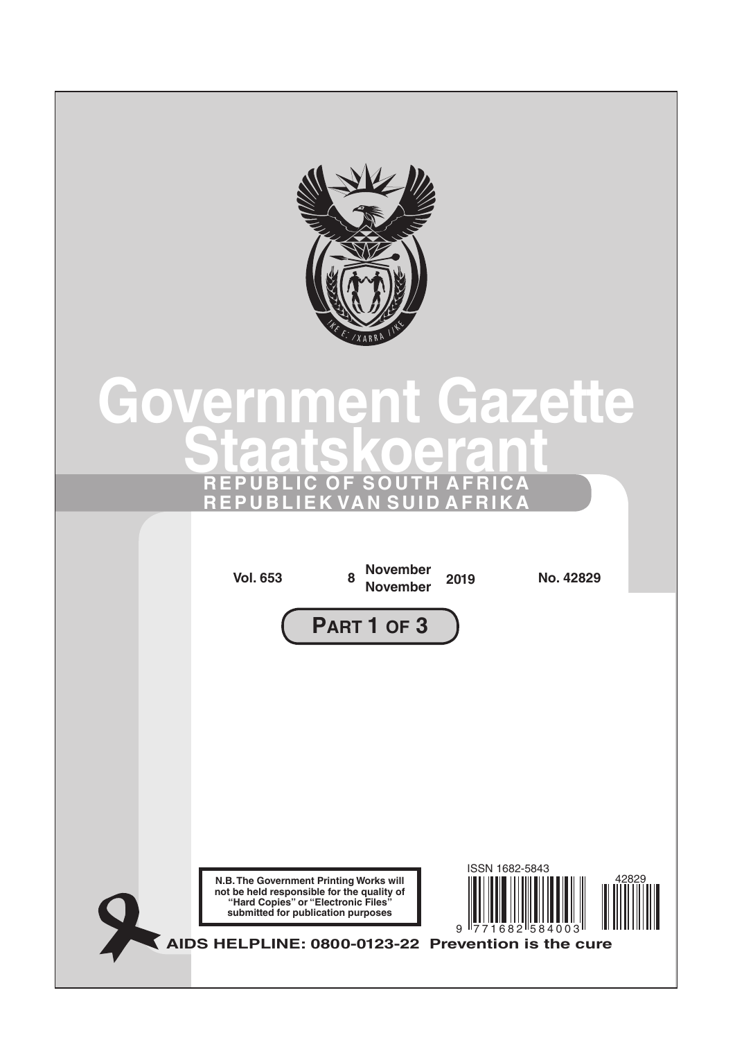# Government Gazette

# Staatskoerant

**REPUBLIC OF SOUTH AFRICA**

**REPUBLIEK VAN SUID AFRIKA**

**Vol. 653** | **8 November November 2019** | **No. 42829**

**PART 1 OF 3**

**N.B. The Government Printing Works will not be held responsible for the quality of "Hard Copies" or "Electronic Files" submitted for publication purposes**

ISSN 1682-5843

9 771682 584003

42829

**AIDS HELPLINE: 0800-0123-22 Prevention is the cure**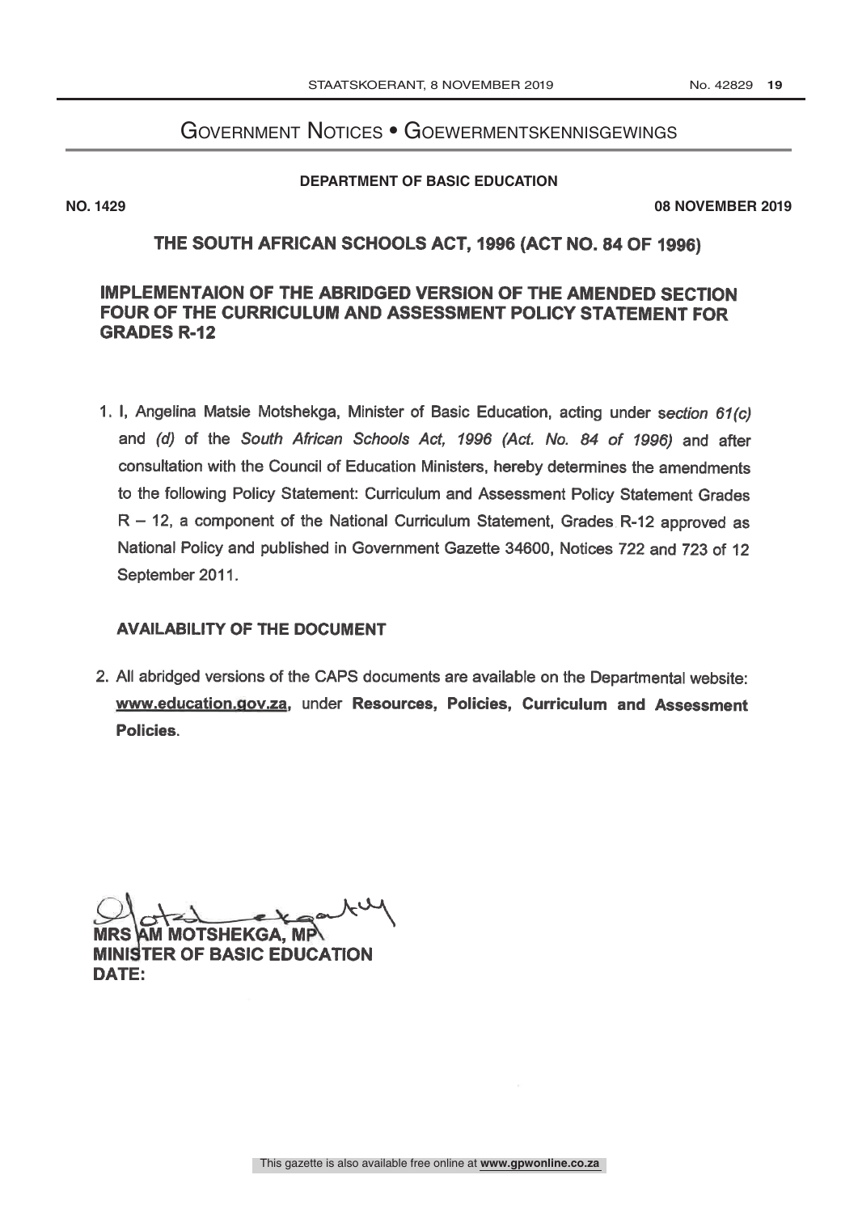# Government Notices • Goewermentskennisgewings

**DEPARTMENT OF BASIC EDUCATION**

**NO. 1429** **08 NOVEMBER 2019**

## THE SOUTH AFRICAN SCHOOLS ACT, 1996 (ACT NO. 84 OF 1996)

## IMPLEMENTAION OF THE ABRIDGED VERSION OF THE AMENDED SECTION FOUR OF THE CURRICULUM AND ASSESSMENT POLICY STATEMENT FOR GRADES R-12

1. I, Angelina Matsie Motshekga, Minister of Basic Education, acting under *section 61(c)* and *(d)* of the *South African Schools Act, 1996 (Act. No. 84 of 1996)* and after consultation with the Council of Education Ministers, hereby determines the amendments to the following Policy Statement: Curriculum and Assessment Policy Statement Grades R – 12, a component of the National Curriculum Statement, Grades R-12 approved as National Policy and published in Government Gazette 34600, Notices 722 and 723 of 12 September 2011.

**AVAILABILITY OF THE DOCUMENT**

2. All abridged versions of the CAPS documents are available on the Departmental website: **www.education.gov.za**, under **Resources, Policies, Curriculum and Assessment Policies**.

**MRS AM MOTSHEKGA, MP**
**MINISTER OF BASIC EDUCATION**
**DATE:**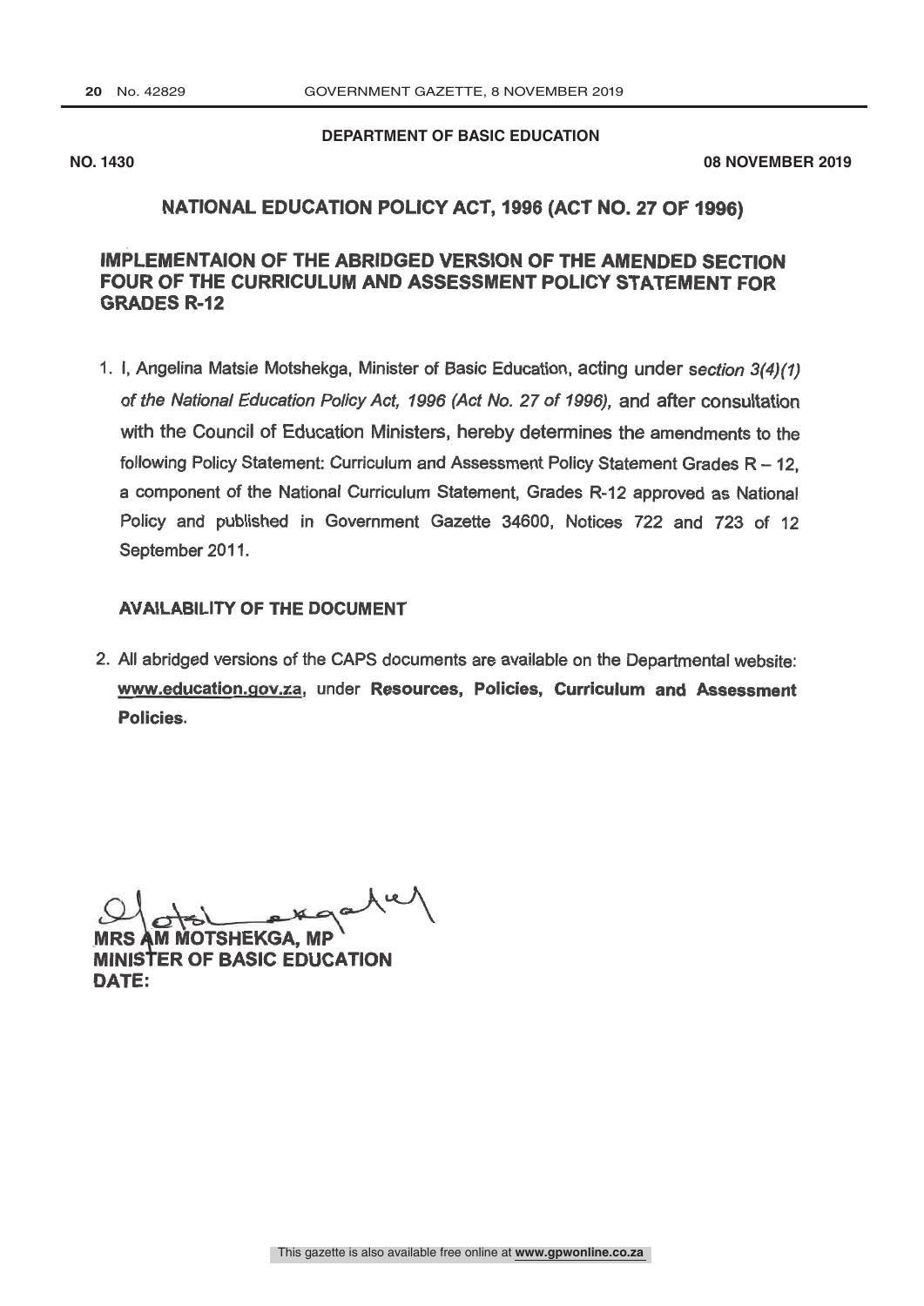**DEPARTMENT OF BASIC EDUCATION**

**NO. 1430** **08 NOVEMBER 2019**

## NATIONAL EDUCATION POLICY ACT, 1996 (ACT NO. 27 OF 1996)

## IMPLEMENTAION OF THE ABRIDGED VERSION OF THE AMENDED SECTION FOUR OF THE CURRICULUM AND ASSESSMENT POLICY STATEMENT FOR GRADES R-12

1. I, Angelina Matsie Motshekga, Minister of Basic Education, acting under *section 3(4)(1) of the National Education Policy Act, 1996 (Act No. 27 of 1996),* and after consultation with the Council of Education Ministers, hereby determines the amendments to the following Policy Statement: Curriculum and Assessment Policy Statement Grades R – 12, a component of the National Curriculum Statement, Grades R-12 approved as National Policy and published in Government Gazette 34600, Notices 722 and 723 of 12 September 2011.

**AVAILABILITY OF THE DOCUMENT**

2. All abridged versions of the CAPS documents are available on the Departmental website: **www.education.gov.za**, under **Resources, Policies, Curriculum and Assessment Policies.**

**MRS AM MOTSHEKGA, MP**
**MINISTER OF BASIC EDUCATION**
**DATE:**